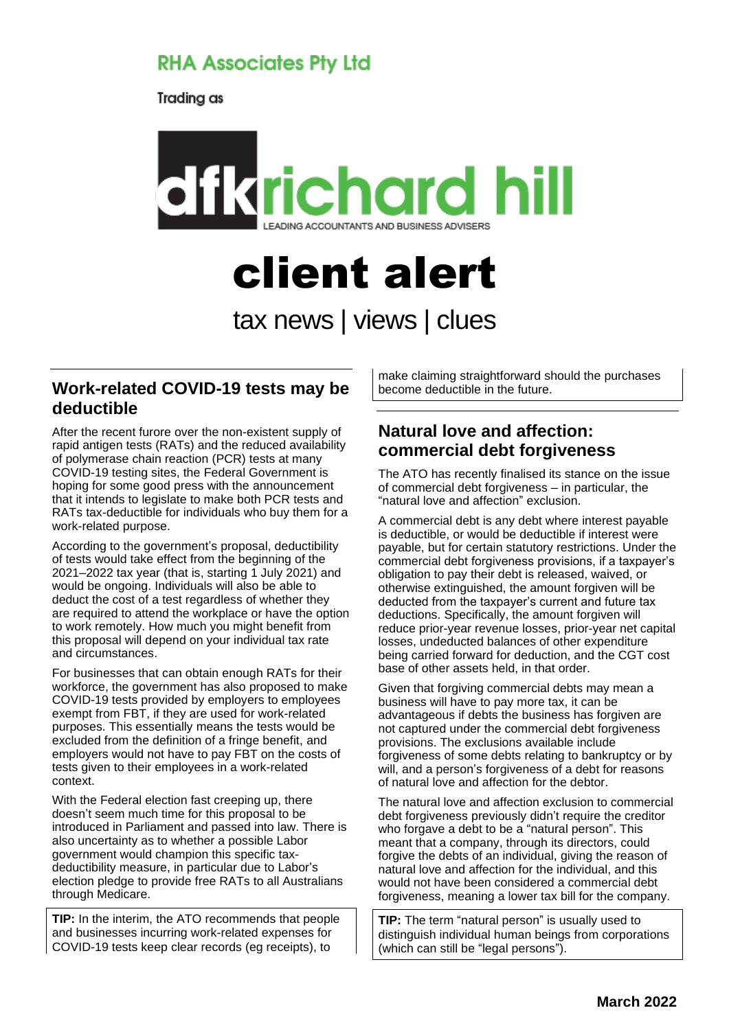**RHA Associates Pty Ltd**

Trading as

dfk richard hill

LEADING ACCOUNTANTS AND BUSINESS ADVISERS

# client alert

tax news | views | clues

## Work-related COVID-19 tests may be deductible

After the recent furore over the non-existent supply of rapid antigen tests (RATs) and the reduced availability of polymerase chain reaction (PCR) tests at many COVID-19 testing sites, the Federal Government is hoping for some good press with the announcement that it intends to legislate to make both PCR tests and RATs tax-deductible for individuals who buy them for a work-related purpose.

According to the government's proposal, deductibility of tests would take effect from the beginning of the 2021–2022 tax year (that is, starting 1 July 2021) and would be ongoing. Individuals will also be able to deduct the cost of a test regardless of whether they are required to attend the workplace or have the option to work remotely. How much you might benefit from this proposal will depend on your individual tax rate and circumstances.

For businesses that can obtain enough RATs for their workforce, the government has also proposed to make COVID-19 tests provided by employers to employees exempt from FBT, if they are used for work-related purposes. This essentially means the tests would be excluded from the definition of a fringe benefit, and employers would not have to pay FBT on the costs of tests given to their employees in a work-related context.

With the Federal election fast creeping up, there doesn't seem much time for this proposal to be introduced in Parliament and passed into law. There is also uncertainty as to whether a possible Labor government would champion this specific tax-deductibility measure, in particular due to Labor's election pledge to provide free RATs to all Australians through Medicare.

**TIP:** In the interim, the ATO recommends that people and businesses incurring work-related expenses for COVID-19 tests keep clear records (eg receipts), to make claiming straightforward should the purchases become deductible in the future.

## Natural love and affection: commercial debt forgiveness

The ATO has recently finalised its stance on the issue of commercial debt forgiveness – in particular, the "natural love and affection" exclusion.

A commercial debt is any debt where interest payable is deductible, or would be deductible if interest were payable, but for certain statutory restrictions. Under the commercial debt forgiveness provisions, if a taxpayer's obligation to pay their debt is released, waived, or otherwise extinguished, the amount forgiven will be deducted from the taxpayer's current and future tax deductions. Specifically, the amount forgiven will reduce prior-year revenue losses, prior-year net capital losses, undeducted balances of other expenditure being carried forward for deduction, and the CGT cost base of other assets held, in that order.

Given that forgiving commercial debts may mean a business will have to pay more tax, it can be advantageous if debts the business has forgiven are not captured under the commercial debt forgiveness provisions. The exclusions available include forgiveness of some debts relating to bankruptcy or by will, and a person's forgiveness of a debt for reasons of natural love and affection for the debtor.

The natural love and affection exclusion to commercial debt forgiveness previously didn't require the creditor who forgave a debt to be a "natural person". This meant that a company, through its directors, could forgive the debts of an individual, giving the reason of natural love and affection for the individual, and this would not have been considered a commercial debt forgiveness, meaning a lower tax bill for the company.

**TIP:** The term "natural person" is usually used to distinguish individual human beings from corporations (which can still be "legal persons").

**March 2022**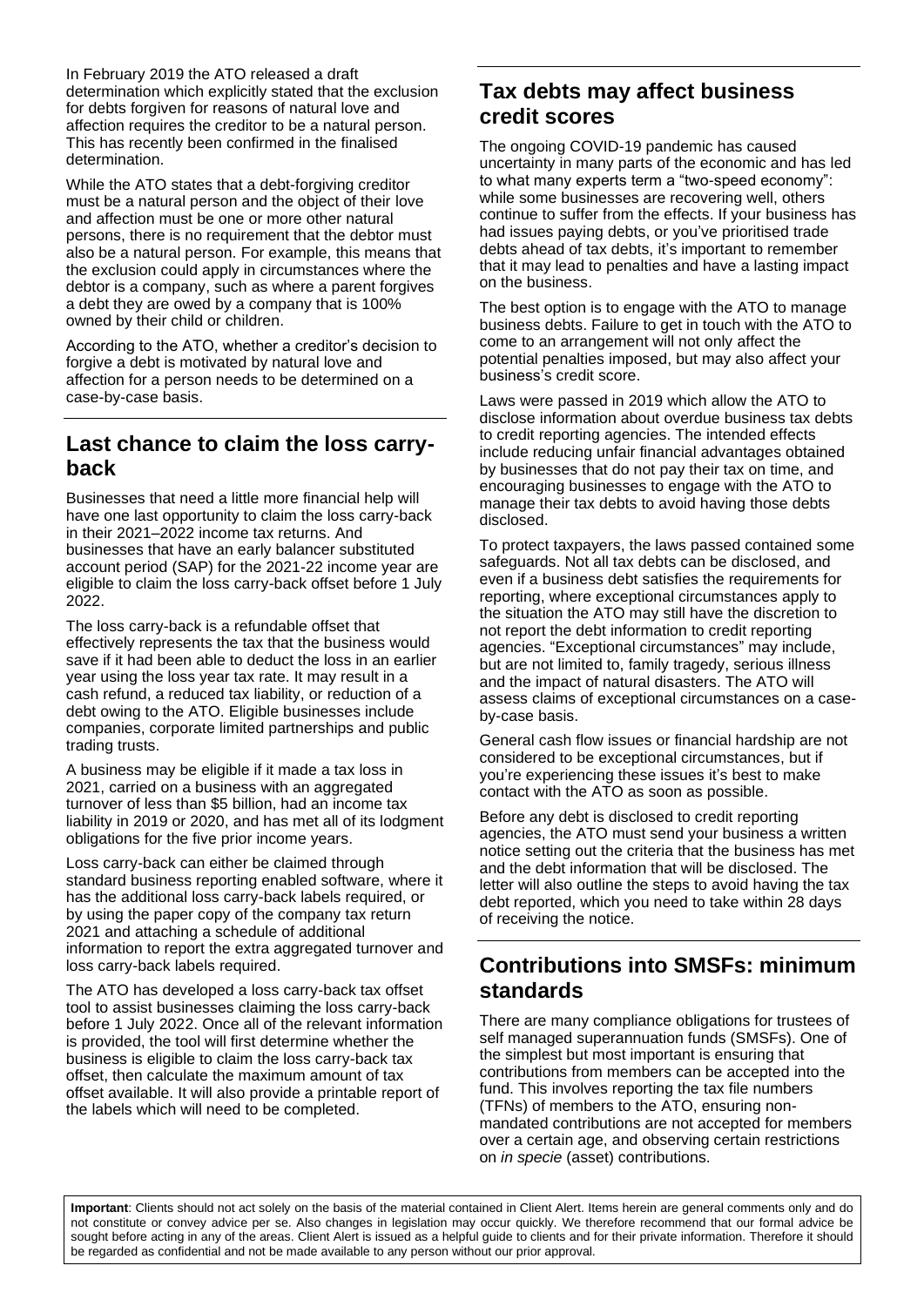In February 2019 the ATO released a draft determination which explicitly stated that the exclusion for debts forgiven for reasons of natural love and affection requires the creditor to be a natural person. This has recently been confirmed in the finalised determination.

While the ATO states that a debt-forgiving creditor must be a natural person and the object of their love and affection must be one or more other natural persons, there is no requirement that the debtor must also be a natural person. For example, this means that the exclusion could apply in circumstances where the debtor is a company, such as where a parent forgives a debt they are owed by a company that is 100% owned by their child or children.

According to the ATO, whether a creditor's decision to forgive a debt is motivated by natural love and affection for a person needs to be determined on a case-by-case basis.

## Last chance to claim the loss carry-back

Businesses that need a little more financial help will have one last opportunity to claim the loss carry-back in their 2021–2022 income tax returns. And businesses that have an early balancer substituted account period (SAP) for the 2021-22 income year are eligible to claim the loss carry-back offset before 1 July 2022.

The loss carry-back is a refundable offset that effectively represents the tax that the business would save if it had been able to deduct the loss in an earlier year using the loss year tax rate. It may result in a cash refund, a reduced tax liability, or reduction of a debt owing to the ATO. Eligible businesses include companies, corporate limited partnerships and public trading trusts.

A business may be eligible if it made a tax loss in 2021, carried on a business with an aggregated turnover of less than $5 billion, had an income tax liability in 2019 or 2020, and has met all of its lodgment obligations for the five prior income years.

Loss carry-back can either be claimed through standard business reporting enabled software, where it has the additional loss carry-back labels required, or by using the paper copy of the company tax return 2021 and attaching a schedule of additional information to report the extra aggregated turnover and loss carry-back labels required.

The ATO has developed a loss carry-back tax offset tool to assist businesses claiming the loss carry-back before 1 July 2022. Once all of the relevant information is provided, the tool will first determine whether the business is eligible to claim the loss carry-back tax offset, then calculate the maximum amount of tax offset available. It will also provide a printable report of the labels which will need to be completed.

## Tax debts may affect business credit scores

The ongoing COVID-19 pandemic has caused uncertainty in many parts of the economic and has led to what many experts term a "two-speed economy": while some businesses are recovering well, others continue to suffer from the effects. If your business has had issues paying debts, or you've prioritised trade debts ahead of tax debts, it's important to remember that it may lead to penalties and have a lasting impact on the business.

The best option is to engage with the ATO to manage business debts. Failure to get in touch with the ATO to come to an arrangement will not only affect the potential penalties imposed, but may also affect your business's credit score.

Laws were passed in 2019 which allow the ATO to disclose information about overdue business tax debts to credit reporting agencies. The intended effects include reducing unfair financial advantages obtained by businesses that do not pay their tax on time, and encouraging businesses to engage with the ATO to manage their tax debts to avoid having those debts disclosed.

To protect taxpayers, the laws passed contained some safeguards. Not all tax debts can be disclosed, and even if a business debt satisfies the requirements for reporting, where exceptional circumstances apply to the situation the ATO may still have the discretion to not report the debt information to credit reporting agencies. "Exceptional circumstances" may include, but are not limited to, family tragedy, serious illness and the impact of natural disasters. The ATO will assess claims of exceptional circumstances on a case-by-case basis.

General cash flow issues or financial hardship are not considered to be exceptional circumstances, but if you're experiencing these issues it's best to make contact with the ATO as soon as possible.

Before any debt is disclosed to credit reporting agencies, the ATO must send your business a written notice setting out the criteria that the business has met and the debt information that will be disclosed. The letter will also outline the steps to avoid having the tax debt reported, which you need to take within 28 days of receiving the notice.

## Contributions into SMSFs: minimum standards

There are many compliance obligations for trustees of self managed superannuation funds (SMSFs). One of the simplest but most important is ensuring that contributions from members can be accepted into the fund. This involves reporting the tax file numbers (TFNs) of members to the ATO, ensuring non-mandated contributions are not accepted for members over a certain age, and observing certain restrictions on *in specie* (asset) contributions.

**Important**: Clients should not act solely on the basis of the material contained in Client Alert. Items herein are general comments only and do not constitute or convey advice per se. Also changes in legislation may occur quickly. We therefore recommend that our formal advice be sought before acting in any of the areas. Client Alert is issued as a helpful guide to clients and for their private information. Therefore it should be regarded as confidential and not be made available to any person without our prior approval.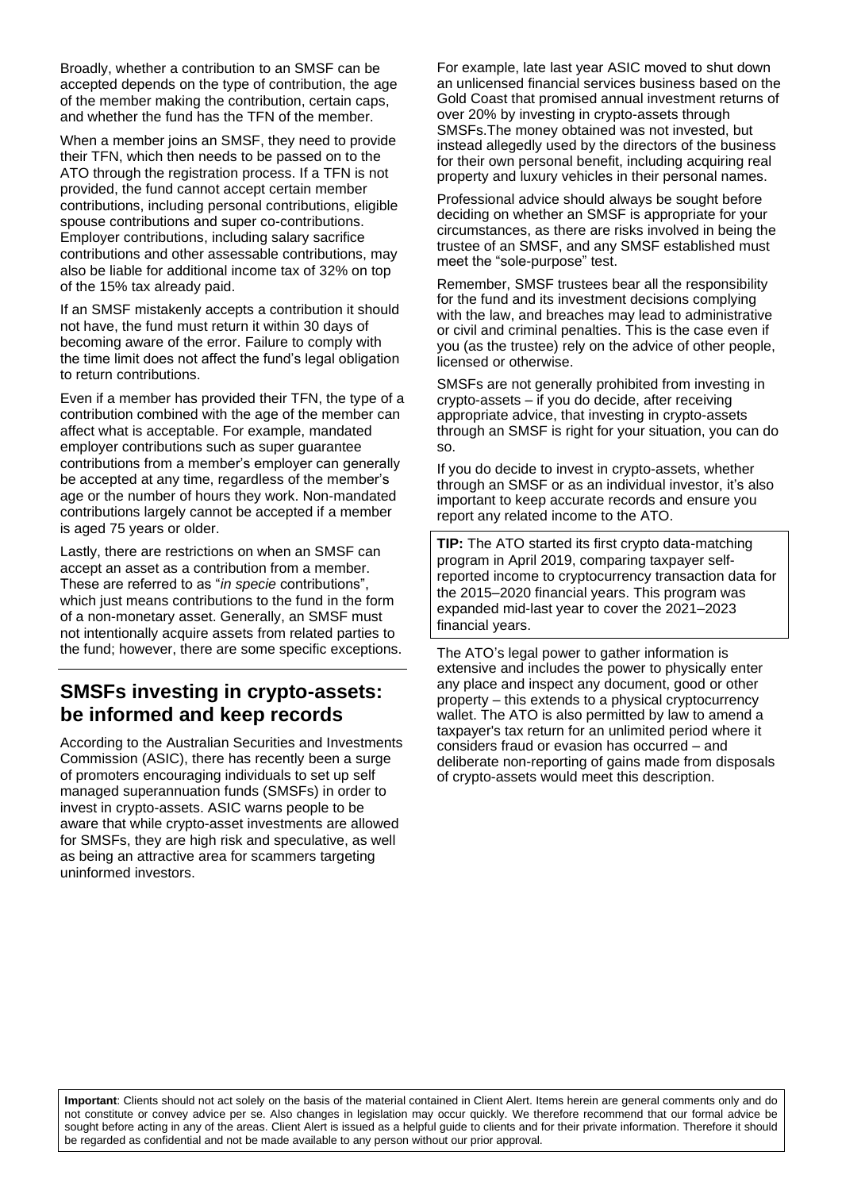Broadly, whether a contribution to an SMSF can be accepted depends on the type of contribution, the age of the member making the contribution, certain caps, and whether the fund has the TFN of the member.

When a member joins an SMSF, they need to provide their TFN, which then needs to be passed on to the ATO through the registration process. If a TFN is not provided, the fund cannot accept certain member contributions, including personal contributions, eligible spouse contributions and super co-contributions. Employer contributions, including salary sacrifice contributions and other assessable contributions, may also be liable for additional income tax of 32% on top of the 15% tax already paid.

If an SMSF mistakenly accepts a contribution it should not have, the fund must return it within 30 days of becoming aware of the error. Failure to comply with the time limit does not affect the fund's legal obligation to return contributions.

Even if a member has provided their TFN, the type of a contribution combined with the age of the member can affect what is acceptable. For example, mandated employer contributions such as super guarantee contributions from a member's employer can generally be accepted at any time, regardless of the member's age or the number of hours they work. Non-mandated contributions largely cannot be accepted if a member is aged 75 years or older.

Lastly, there are restrictions on when an SMSF can accept an asset as a contribution from a member. These are referred to as "*in specie* contributions", which just means contributions to the fund in the form of a non-monetary asset. Generally, an SMSF must not intentionally acquire assets from related parties to the fund; however, there are some specific exceptions.

## SMSFs investing in crypto-assets: be informed and keep records

According to the Australian Securities and Investments Commission (ASIC), there has recently been a surge of promoters encouraging individuals to set up self managed superannuation funds (SMSFs) in order to invest in crypto-assets. ASIC warns people to be aware that while crypto-asset investments are allowed for SMSFs, they are high risk and speculative, as well as being an attractive area for scammers targeting uninformed investors.

For example, late last year ASIC moved to shut down an unlicensed financial services business based on the Gold Coast that promised annual investment returns of over 20% by investing in crypto-assets through SMSFs.The money obtained was not invested, but instead allegedly used by the directors of the business for their own personal benefit, including acquiring real property and luxury vehicles in their personal names.

Professional advice should always be sought before deciding on whether an SMSF is appropriate for your circumstances, as there are risks involved in being the trustee of an SMSF, and any SMSF established must meet the "sole-purpose" test.

Remember, SMSF trustees bear all the responsibility for the fund and its investment decisions complying with the law, and breaches may lead to administrative or civil and criminal penalties. This is the case even if you (as the trustee) rely on the advice of other people, licensed or otherwise.

SMSFs are not generally prohibited from investing in crypto-assets – if you do decide, after receiving appropriate advice, that investing in crypto-assets through an SMSF is right for your situation, you can do so.

If you do decide to invest in crypto-assets, whether through an SMSF or as an individual investor, it's also important to keep accurate records and ensure you report any related income to the ATO.

**TIP:** The ATO started its first crypto data-matching program in April 2019, comparing taxpayer self-reported income to cryptocurrency transaction data for the 2015–2020 financial years. This program was expanded mid-last year to cover the 2021–2023 financial years.

The ATO's legal power to gather information is extensive and includes the power to physically enter any place and inspect any document, good or other property – this extends to a physical cryptocurrency wallet. The ATO is also permitted by law to amend a taxpayer's tax return for an unlimited period where it considers fraud or evasion has occurred – and deliberate non-reporting of gains made from disposals of crypto-assets would meet this description.

**Important**: Clients should not act solely on the basis of the material contained in Client Alert. Items herein are general comments only and do not constitute or convey advice per se. Also changes in legislation may occur quickly. We therefore recommend that our formal advice be sought before acting in any of the areas. Client Alert is issued as a helpful guide to clients and for their private information. Therefore it should be regarded as confidential and not be made available to any person without our prior approval.